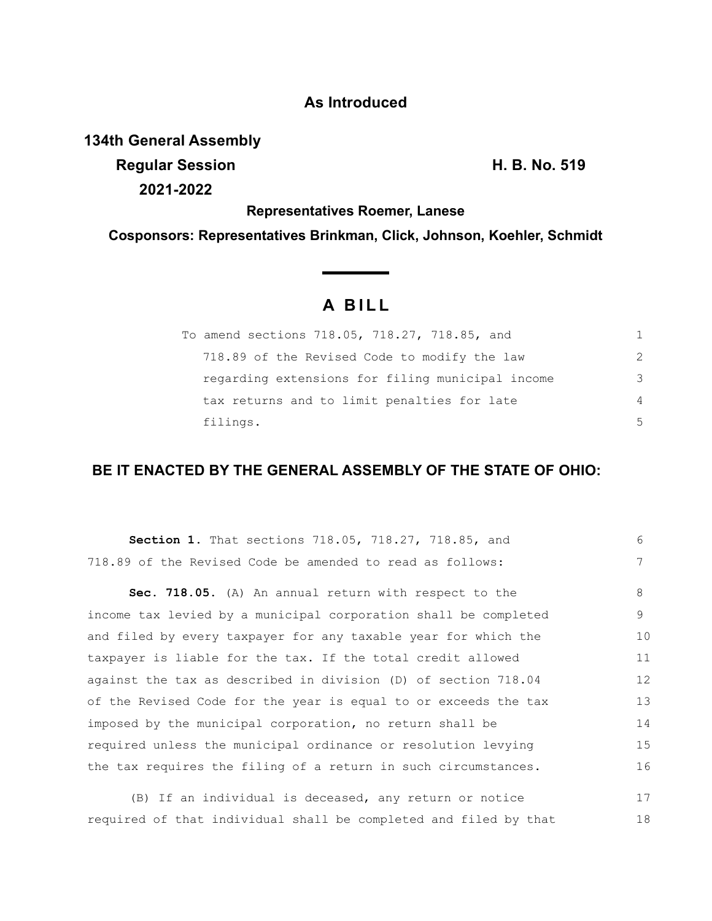**As Introduced**

**134th General Assembly**
**Regular Session** **H. B. No. 519**
**2021-2022**

**Representatives Roemer, Lanese**

**Cosponsors: Representatives Brinkman, Click, Johnson, Koehler, Schmidt**

# A BILL

To amend sections 718.05, 718.27, 718.85, and 718.89 of the Revised Code to modify the law regarding extensions for filing municipal income tax returns and to limit penalties for late filings.

**BE IT ENACTED BY THE GENERAL ASSEMBLY OF THE STATE OF OHIO:**

**Section 1.** That sections 718.05, 718.27, 718.85, and 718.89 of the Revised Code be amended to read as follows:

**Sec. 718.05.** (A) An annual return with respect to the income tax levied by a municipal corporation shall be completed and filed by every taxpayer for any taxable year for which the taxpayer is liable for the tax. If the total credit allowed against the tax as described in division (D) of section 718.04 of the Revised Code for the year is equal to or exceeds the tax imposed by the municipal corporation, no return shall be required unless the municipal ordinance or resolution levying the tax requires the filing of a return in such circumstances.

(B) If an individual is deceased, any return or notice required of that individual shall be completed and filed by that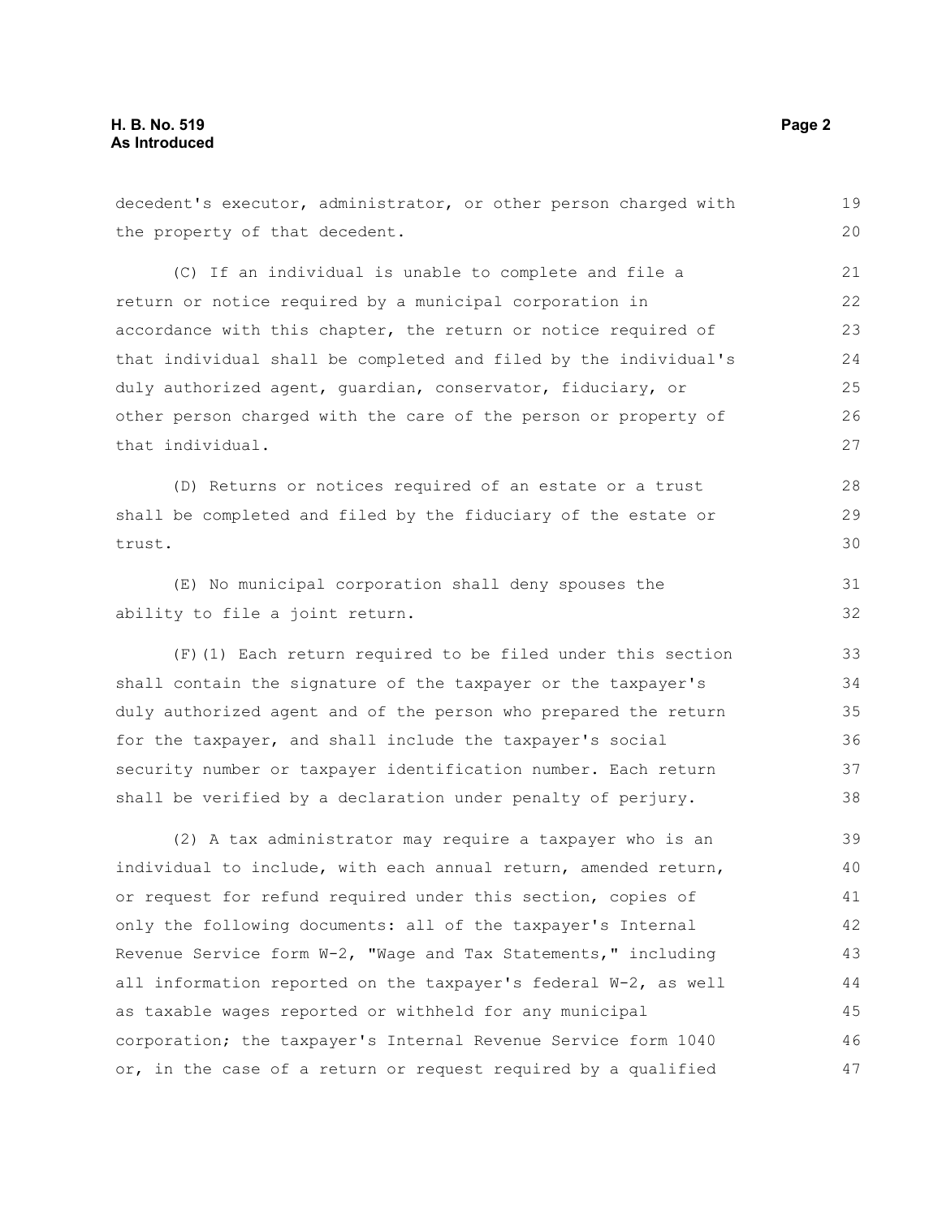decedent's executor, administrator, or other person charged with the property of that decedent.

(C) If an individual is unable to complete and file a return or notice required by a municipal corporation in accordance with this chapter, the return or notice required of that individual shall be completed and filed by the individual's duly authorized agent, guardian, conservator, fiduciary, or other person charged with the care of the person or property of that individual.

(D) Returns or notices required of an estate or a trust shall be completed and filed by the fiduciary of the estate or trust.

(E) No municipal corporation shall deny spouses the ability to file a joint return.

(F)(1) Each return required to be filed under this section shall contain the signature of the taxpayer or the taxpayer's duly authorized agent and of the person who prepared the return for the taxpayer, and shall include the taxpayer's social security number or taxpayer identification number. Each return shall be verified by a declaration under penalty of perjury.

(2) A tax administrator may require a taxpayer who is an individual to include, with each annual return, amended return, or request for refund required under this section, copies of only the following documents: all of the taxpayer's Internal Revenue Service form W-2, "Wage and Tax Statements," including all information reported on the taxpayer's federal W-2, as well as taxable wages reported or withheld for any municipal corporation; the taxpayer's Internal Revenue Service form 1040 or, in the case of a return or request required by a qualified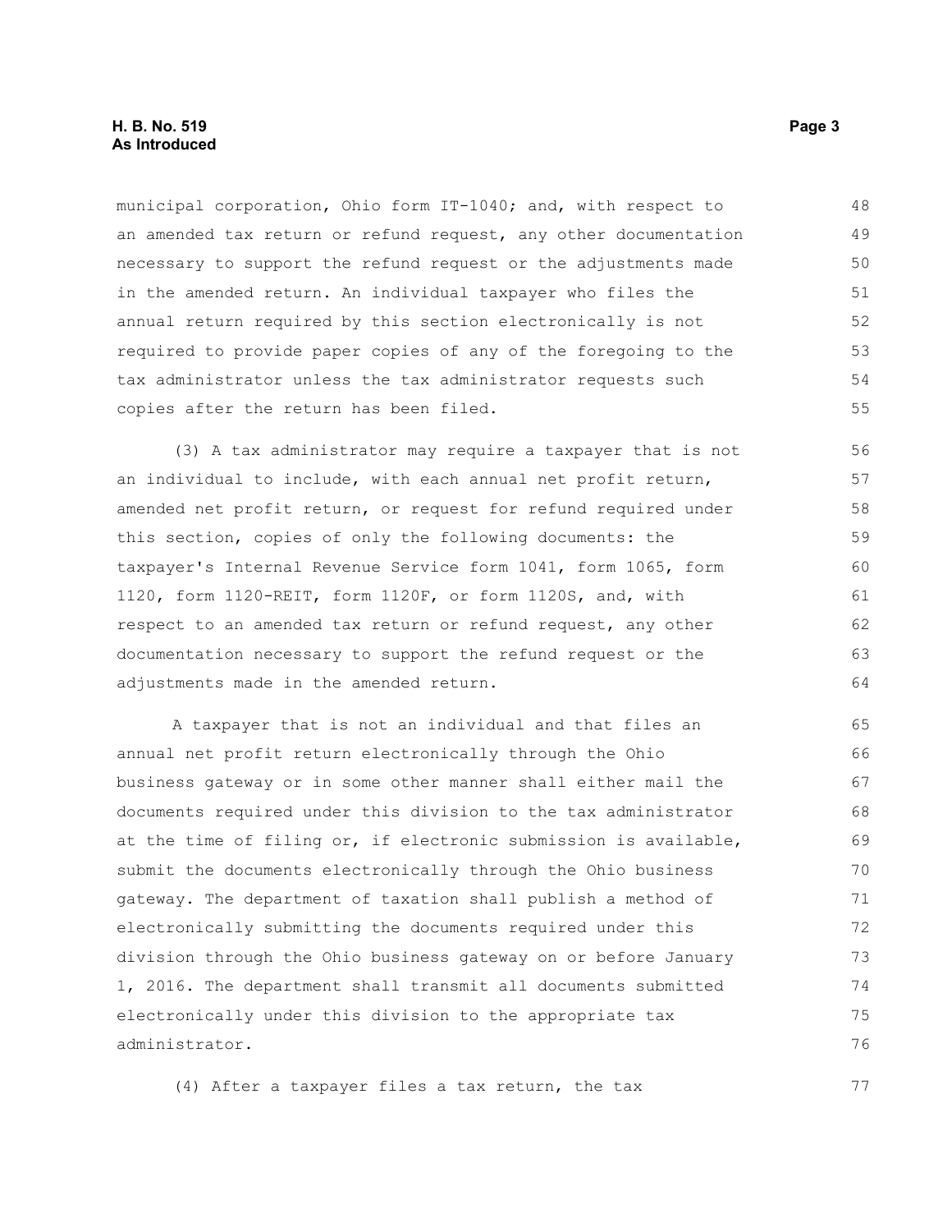municipal corporation, Ohio form IT-1040; and, with respect to an amended tax return or refund request, any other documentation necessary to support the refund request or the adjustments made in the amended return. An individual taxpayer who files the annual return required by this section electronically is not required to provide paper copies of any of the foregoing to the tax administrator unless the tax administrator requests such copies after the return has been filed.

(3) A tax administrator may require a taxpayer that is not an individual to include, with each annual net profit return, amended net profit return, or request for refund required under this section, copies of only the following documents: the taxpayer's Internal Revenue Service form 1041, form 1065, form 1120, form 1120-REIT, form 1120F, or form 1120S, and, with respect to an amended tax return or refund request, any other documentation necessary to support the refund request or the adjustments made in the amended return.

A taxpayer that is not an individual and that files an annual net profit return electronically through the Ohio business gateway or in some other manner shall either mail the documents required under this division to the tax administrator at the time of filing or, if electronic submission is available, submit the documents electronically through the Ohio business gateway. The department of taxation shall publish a method of electronically submitting the documents required under this division through the Ohio business gateway on or before January 1, 2016. The department shall transmit all documents submitted electronically under this division to the appropriate tax administrator.

(4) After a taxpayer files a tax return, the tax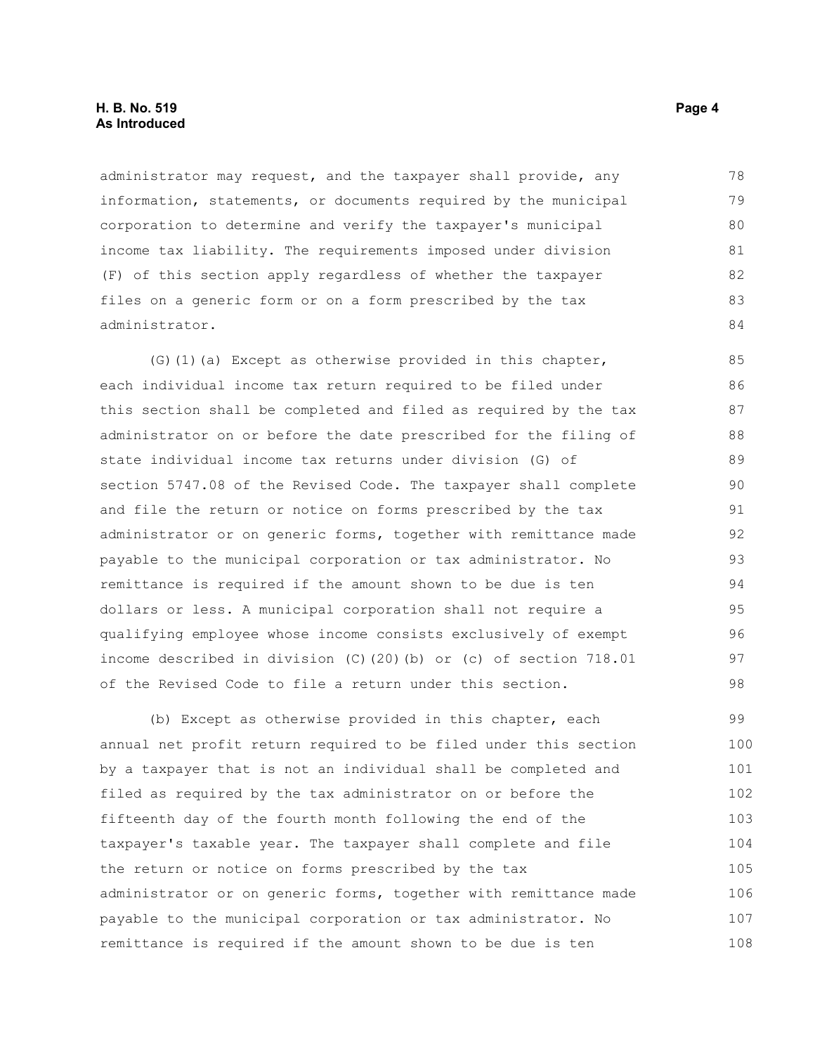administrator may request, and the taxpayer shall provide, any information, statements, or documents required by the municipal corporation to determine and verify the taxpayer's municipal income tax liability. The requirements imposed under division (F) of this section apply regardless of whether the taxpayer files on a generic form or on a form prescribed by the tax administrator.

(G)(1)(a) Except as otherwise provided in this chapter, each individual income tax return required to be filed under this section shall be completed and filed as required by the tax administrator on or before the date prescribed for the filing of state individual income tax returns under division (G) of section 5747.08 of the Revised Code. The taxpayer shall complete and file the return or notice on forms prescribed by the tax administrator or on generic forms, together with remittance made payable to the municipal corporation or tax administrator. No remittance is required if the amount shown to be due is ten dollars or less. A municipal corporation shall not require a qualifying employee whose income consists exclusively of exempt income described in division (C)(20)(b) or (c) of section 718.01 of the Revised Code to file a return under this section.

(b) Except as otherwise provided in this chapter, each annual net profit return required to be filed under this section by a taxpayer that is not an individual shall be completed and filed as required by the tax administrator on or before the fifteenth day of the fourth month following the end of the taxpayer's taxable year. The taxpayer shall complete and file the return or notice on forms prescribed by the tax administrator or on generic forms, together with remittance made payable to the municipal corporation or tax administrator. No remittance is required if the amount shown to be due is ten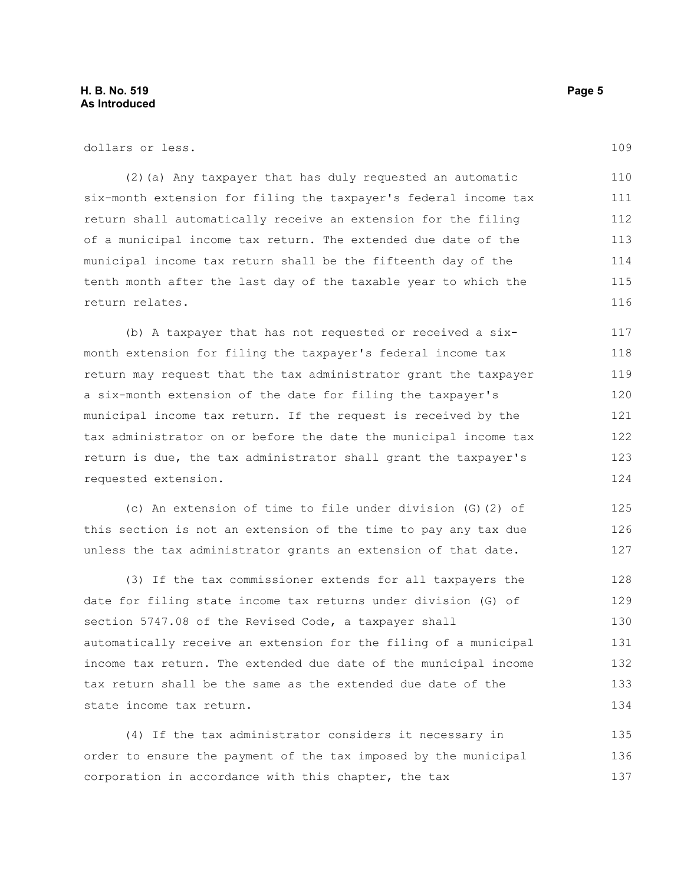dollars or less.

(2)(a) Any taxpayer that has duly requested an automatic six-month extension for filing the taxpayer's federal income tax return shall automatically receive an extension for the filing of a municipal income tax return. The extended due date of the municipal income tax return shall be the fifteenth day of the tenth month after the last day of the taxable year to which the return relates.

(b) A taxpayer that has not requested or received a six-month extension for filing the taxpayer's federal income tax return may request that the tax administrator grant the taxpayer a six-month extension of the date for filing the taxpayer's municipal income tax return. If the request is received by the tax administrator on or before the date the municipal income tax return is due, the tax administrator shall grant the taxpayer's requested extension.

(c) An extension of time to file under division (G)(2) of this section is not an extension of the time to pay any tax due unless the tax administrator grants an extension of that date.

(3) If the tax commissioner extends for all taxpayers the date for filing state income tax returns under division (G) of section 5747.08 of the Revised Code, a taxpayer shall automatically receive an extension for the filing of a municipal income tax return. The extended due date of the municipal income tax return shall be the same as the extended due date of the state income tax return.

(4) If the tax administrator considers it necessary in order to ensure the payment of the tax imposed by the municipal corporation in accordance with this chapter, the tax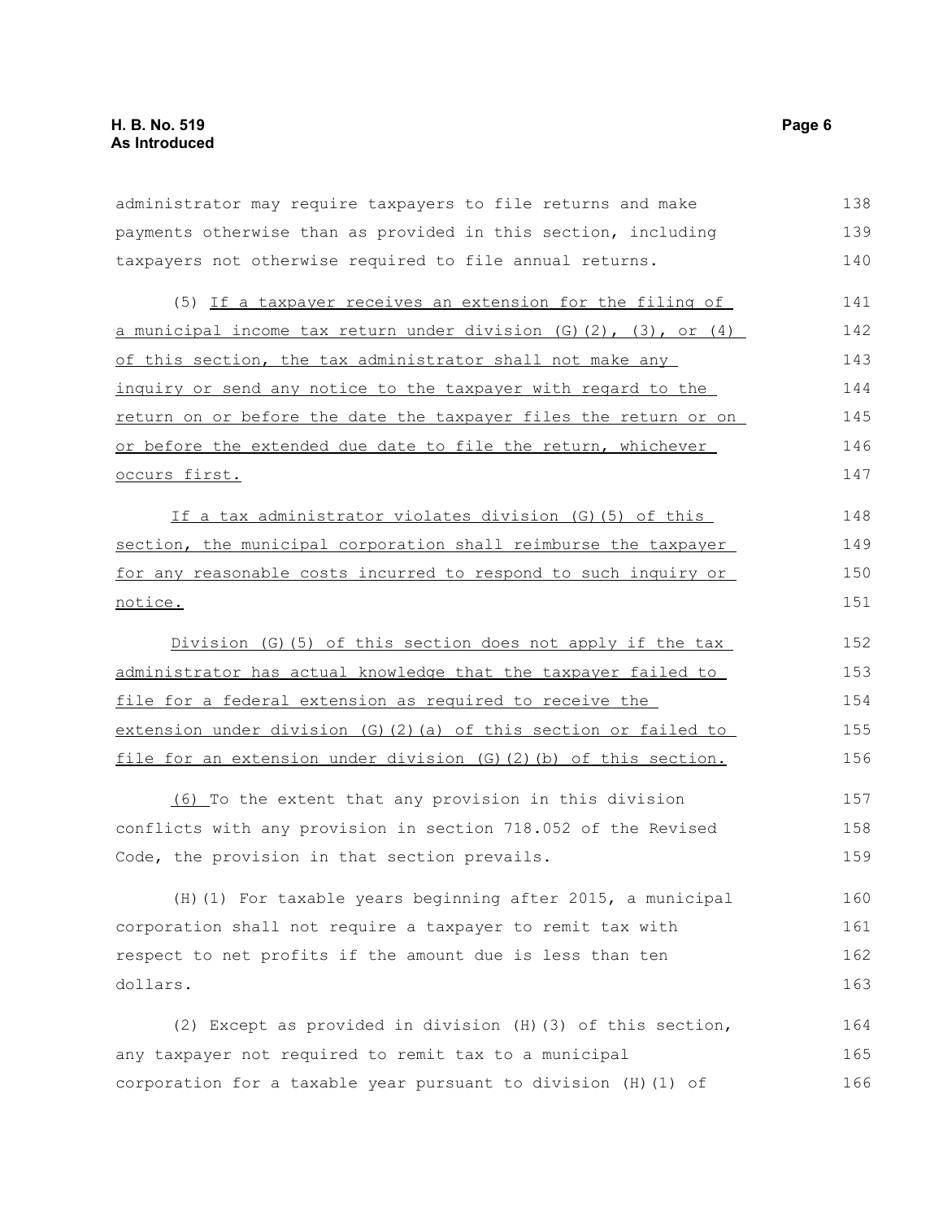administrator may require taxpayers to file returns and make payments otherwise than as provided in this section, including taxpayers not otherwise required to file annual returns.

(5) If a taxpayer receives an extension for the filing of a municipal income tax return under division (G)(2), (3), or (4) of this section, the tax administrator shall not make any inquiry or send any notice to the taxpayer with regard to the return on or before the date the taxpayer files the return or on or before the extended due date to file the return, whichever occurs first.

If a tax administrator violates division (G)(5) of this section, the municipal corporation shall reimburse the taxpayer for any reasonable costs incurred to respond to such inquiry or notice.

Division (G)(5) of this section does not apply if the tax administrator has actual knowledge that the taxpayer failed to file for a federal extension as required to receive the extension under division (G)(2)(a) of this section or failed to file for an extension under division (G)(2)(b) of this section.

(6) To the extent that any provision in this division conflicts with any provision in section 718.052 of the Revised Code, the provision in that section prevails.

(H)(1) For taxable years beginning after 2015, a municipal corporation shall not require a taxpayer to remit tax with respect to net profits if the amount due is less than ten dollars.

(2) Except as provided in division (H)(3) of this section, any taxpayer not required to remit tax to a municipal corporation for a taxable year pursuant to division (H)(1) of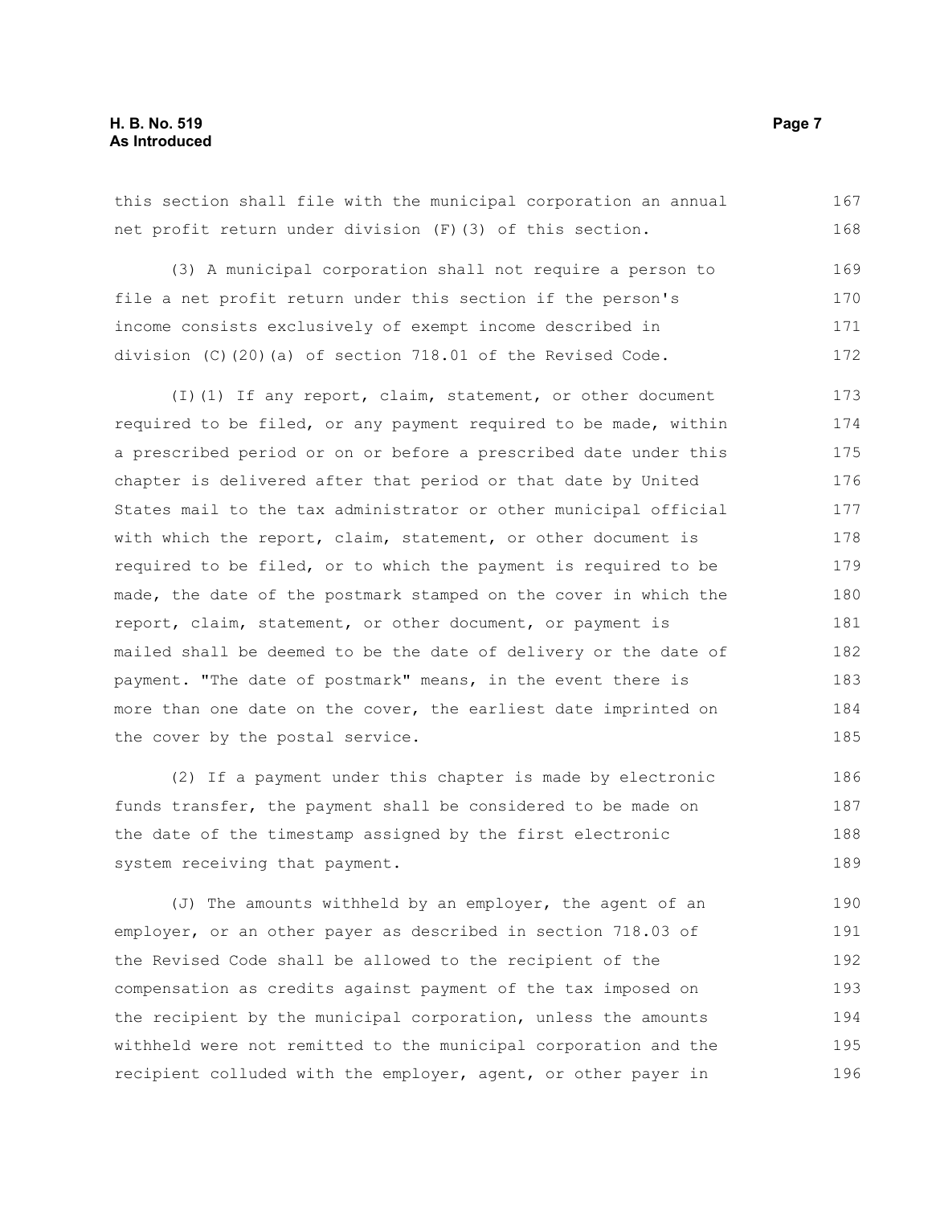this section shall file with the municipal corporation an annual net profit return under division (F)(3) of this section.

(3) A municipal corporation shall not require a person to file a net profit return under this section if the person's income consists exclusively of exempt income described in division (C)(20)(a) of section 718.01 of the Revised Code.

(I)(1) If any report, claim, statement, or other document required to be filed, or any payment required to be made, within a prescribed period or on or before a prescribed date under this chapter is delivered after that period or that date by United States mail to the tax administrator or other municipal official with which the report, claim, statement, or other document is required to be filed, or to which the payment is required to be made, the date of the postmark stamped on the cover in which the report, claim, statement, or other document, or payment is mailed shall be deemed to be the date of delivery or the date of payment. "The date of postmark" means, in the event there is more than one date on the cover, the earliest date imprinted on the cover by the postal service.

(2) If a payment under this chapter is made by electronic funds transfer, the payment shall be considered to be made on the date of the timestamp assigned by the first electronic system receiving that payment.

(J) The amounts withheld by an employer, the agent of an employer, or an other payer as described in section 718.03 of the Revised Code shall be allowed to the recipient of the compensation as credits against payment of the tax imposed on the recipient by the municipal corporation, unless the amounts withheld were not remitted to the municipal corporation and the recipient colluded with the employer, agent, or other payer in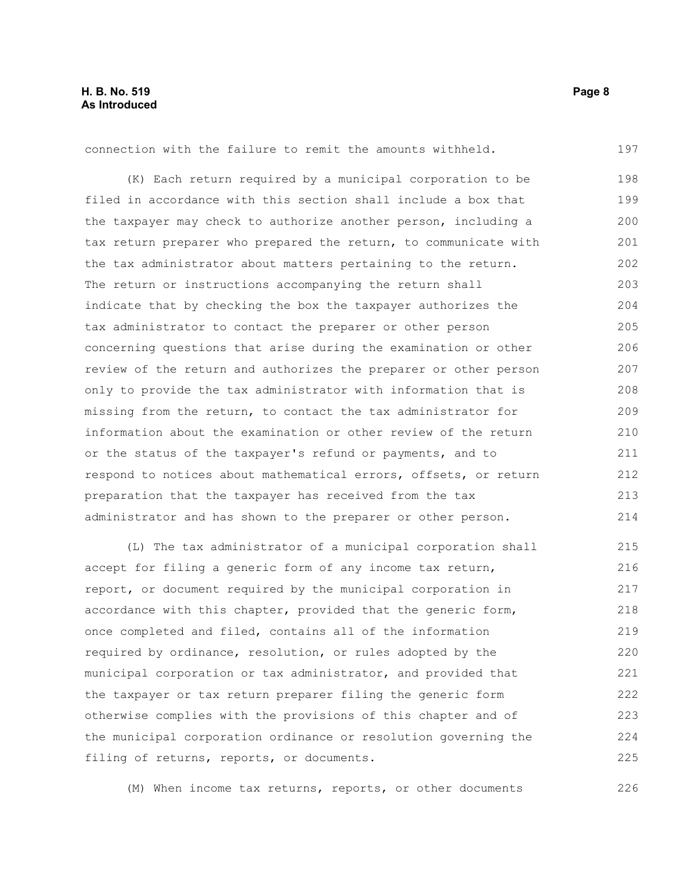connection with the failure to remit the amounts withheld.

(K) Each return required by a municipal corporation to be filed in accordance with this section shall include a box that the taxpayer may check to authorize another person, including a tax return preparer who prepared the return, to communicate with the tax administrator about matters pertaining to the return. The return or instructions accompanying the return shall indicate that by checking the box the taxpayer authorizes the tax administrator to contact the preparer or other person concerning questions that arise during the examination or other review of the return and authorizes the preparer or other person only to provide the tax administrator with information that is missing from the return, to contact the tax administrator for information about the examination or other review of the return or the status of the taxpayer's refund or payments, and to respond to notices about mathematical errors, offsets, or return preparation that the taxpayer has received from the tax administrator and has shown to the preparer or other person.

(L) The tax administrator of a municipal corporation shall accept for filing a generic form of any income tax return, report, or document required by the municipal corporation in accordance with this chapter, provided that the generic form, once completed and filed, contains all of the information required by ordinance, resolution, or rules adopted by the municipal corporation or tax administrator, and provided that the taxpayer or tax return preparer filing the generic form otherwise complies with the provisions of this chapter and of the municipal corporation ordinance or resolution governing the filing of returns, reports, or documents.

(M) When income tax returns, reports, or other documents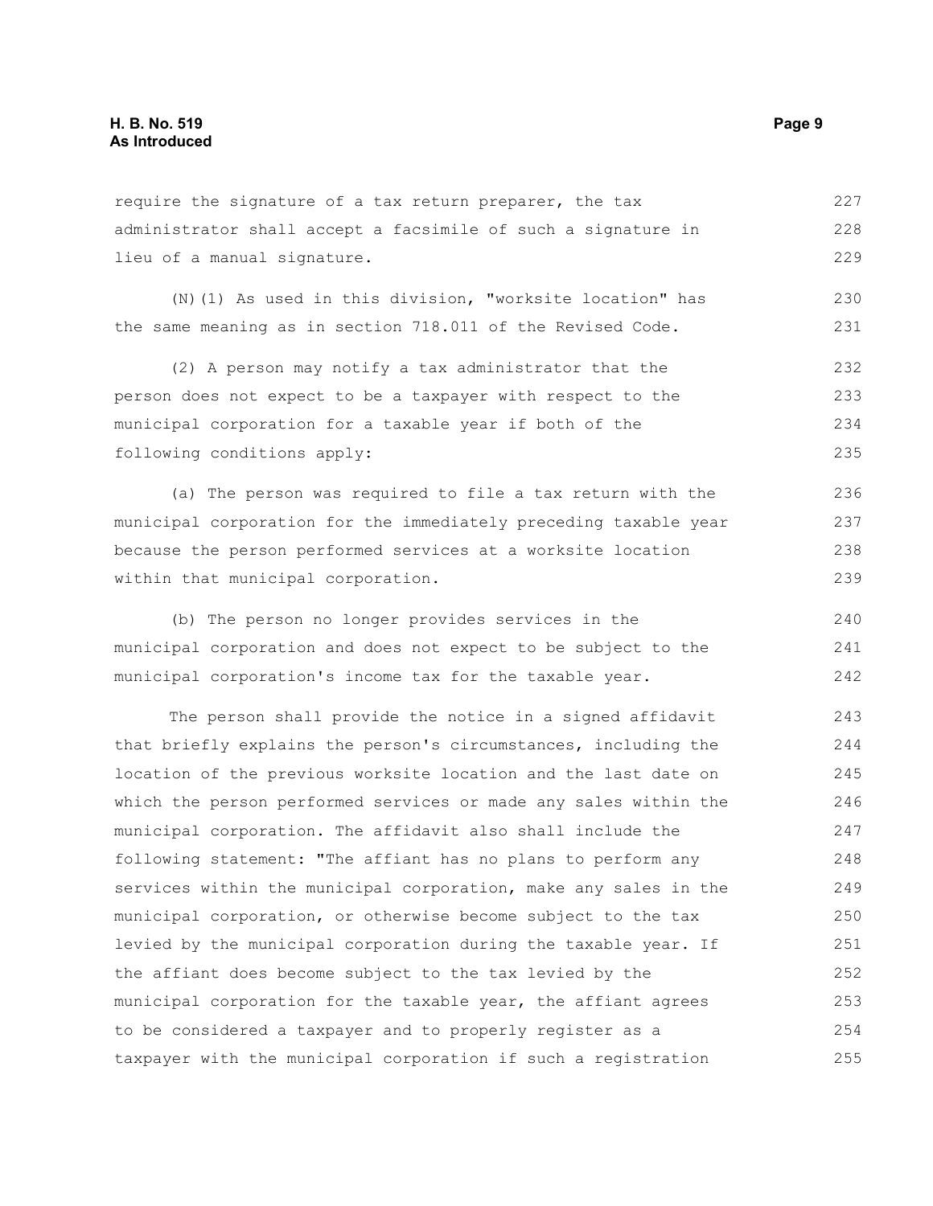require the signature of a tax return preparer, the tax administrator shall accept a facsimile of such a signature in lieu of a manual signature.

(N)(1) As used in this division, "worksite location" has the same meaning as in section 718.011 of the Revised Code.

(2) A person may notify a tax administrator that the person does not expect to be a taxpayer with respect to the municipal corporation for a taxable year if both of the following conditions apply:

(a) The person was required to file a tax return with the municipal corporation for the immediately preceding taxable year because the person performed services at a worksite location within that municipal corporation.

(b) The person no longer provides services in the municipal corporation and does not expect to be subject to the municipal corporation's income tax for the taxable year.

The person shall provide the notice in a signed affidavit that briefly explains the person's circumstances, including the location of the previous worksite location and the last date on which the person performed services or made any sales within the municipal corporation. The affidavit also shall include the following statement: "The affiant has no plans to perform any services within the municipal corporation, make any sales in the municipal corporation, or otherwise become subject to the tax levied by the municipal corporation during the taxable year. If the affiant does become subject to the tax levied by the municipal corporation for the taxable year, the affiant agrees to be considered a taxpayer and to properly register as a taxpayer with the municipal corporation if such a registration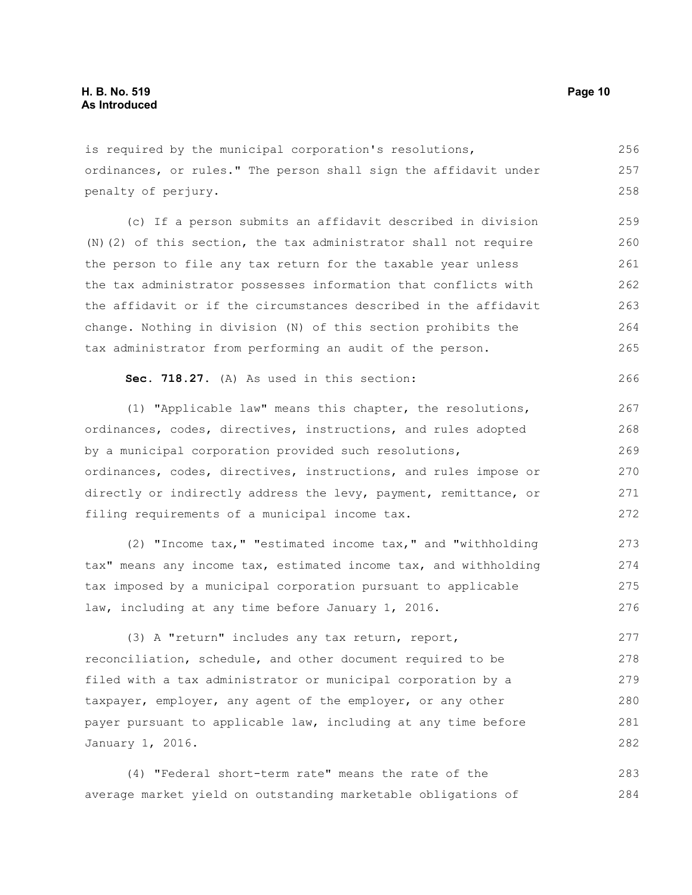is required by the municipal corporation's resolutions, ordinances, or rules." The person shall sign the affidavit under penalty of perjury.

(c) If a person submits an affidavit described in division (N)(2) of this section, the tax administrator shall not require the person to file any tax return for the taxable year unless the tax administrator possesses information that conflicts with the affidavit or if the circumstances described in the affidavit change. Nothing in division (N) of this section prohibits the tax administrator from performing an audit of the person.

**Sec. 718.27.** (A) As used in this section:

(1) "Applicable law" means this chapter, the resolutions, ordinances, codes, directives, instructions, and rules adopted by a municipal corporation provided such resolutions, ordinances, codes, directives, instructions, and rules impose or directly or indirectly address the levy, payment, remittance, or filing requirements of a municipal income tax.

(2) "Income tax," "estimated income tax," and "withholding tax" means any income tax, estimated income tax, and withholding tax imposed by a municipal corporation pursuant to applicable law, including at any time before January 1, 2016.

(3) A "return" includes any tax return, report, reconciliation, schedule, and other document required to be filed with a tax administrator or municipal corporation by a taxpayer, employer, any agent of the employer, or any other payer pursuant to applicable law, including at any time before January 1, 2016.

(4) "Federal short-term rate" means the rate of the average market yield on outstanding marketable obligations of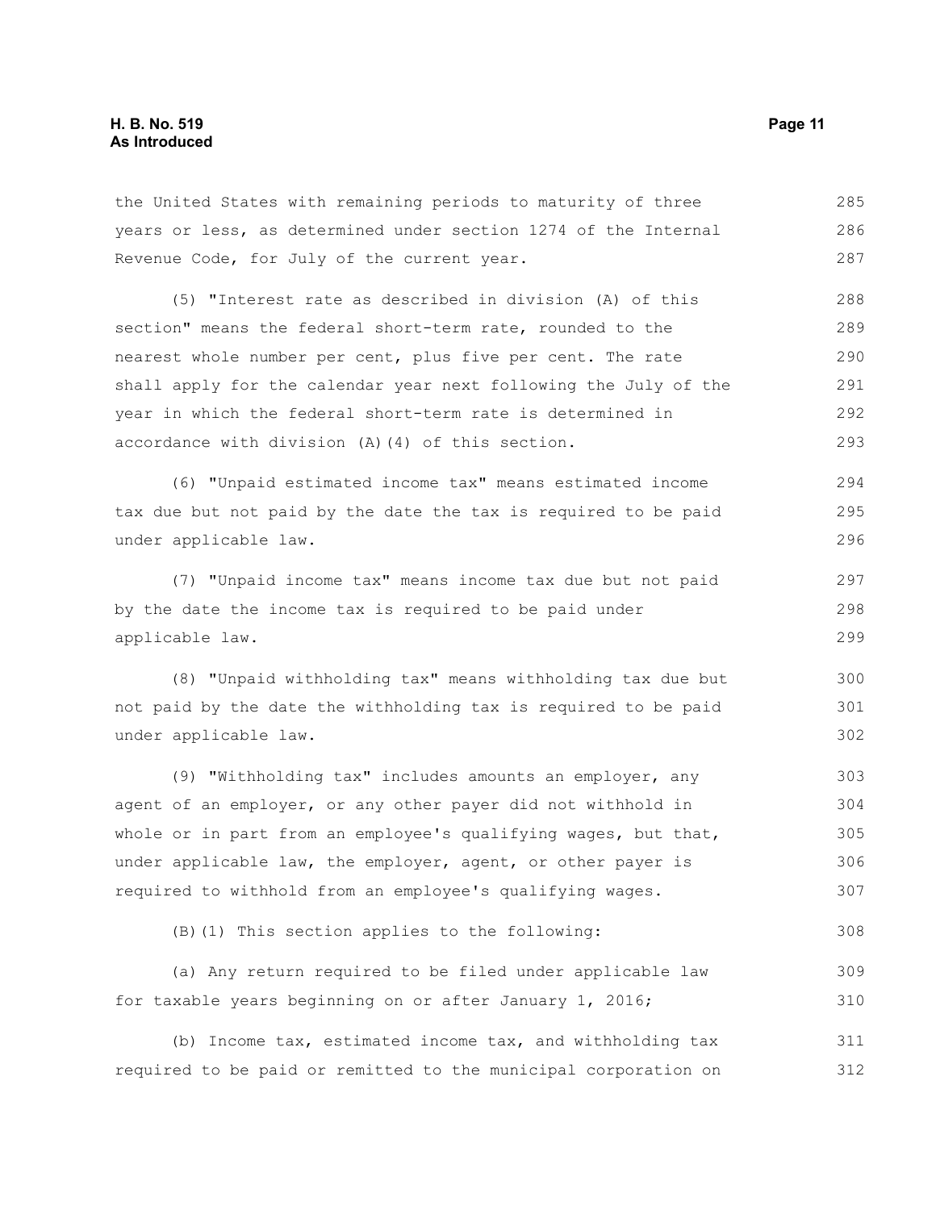the United States with remaining periods to maturity of three years or less, as determined under section 1274 of the Internal Revenue Code, for July of the current year.

(5) "Interest rate as described in division (A) of this section" means the federal short-term rate, rounded to the nearest whole number per cent, plus five per cent. The rate shall apply for the calendar year next following the July of the year in which the federal short-term rate is determined in accordance with division (A)(4) of this section.

(6) "Unpaid estimated income tax" means estimated income tax due but not paid by the date the tax is required to be paid under applicable law.

(7) "Unpaid income tax" means income tax due but not paid by the date the income tax is required to be paid under applicable law.

(8) "Unpaid withholding tax" means withholding tax due but not paid by the date the withholding tax is required to be paid under applicable law.

(9) "Withholding tax" includes amounts an employer, any agent of an employer, or any other payer did not withhold in whole or in part from an employee's qualifying wages, but that, under applicable law, the employer, agent, or other payer is required to withhold from an employee's qualifying wages.

(B)(1) This section applies to the following:

(a) Any return required to be filed under applicable law for taxable years beginning on or after January 1, 2016;

(b) Income tax, estimated income tax, and withholding tax required to be paid or remitted to the municipal corporation on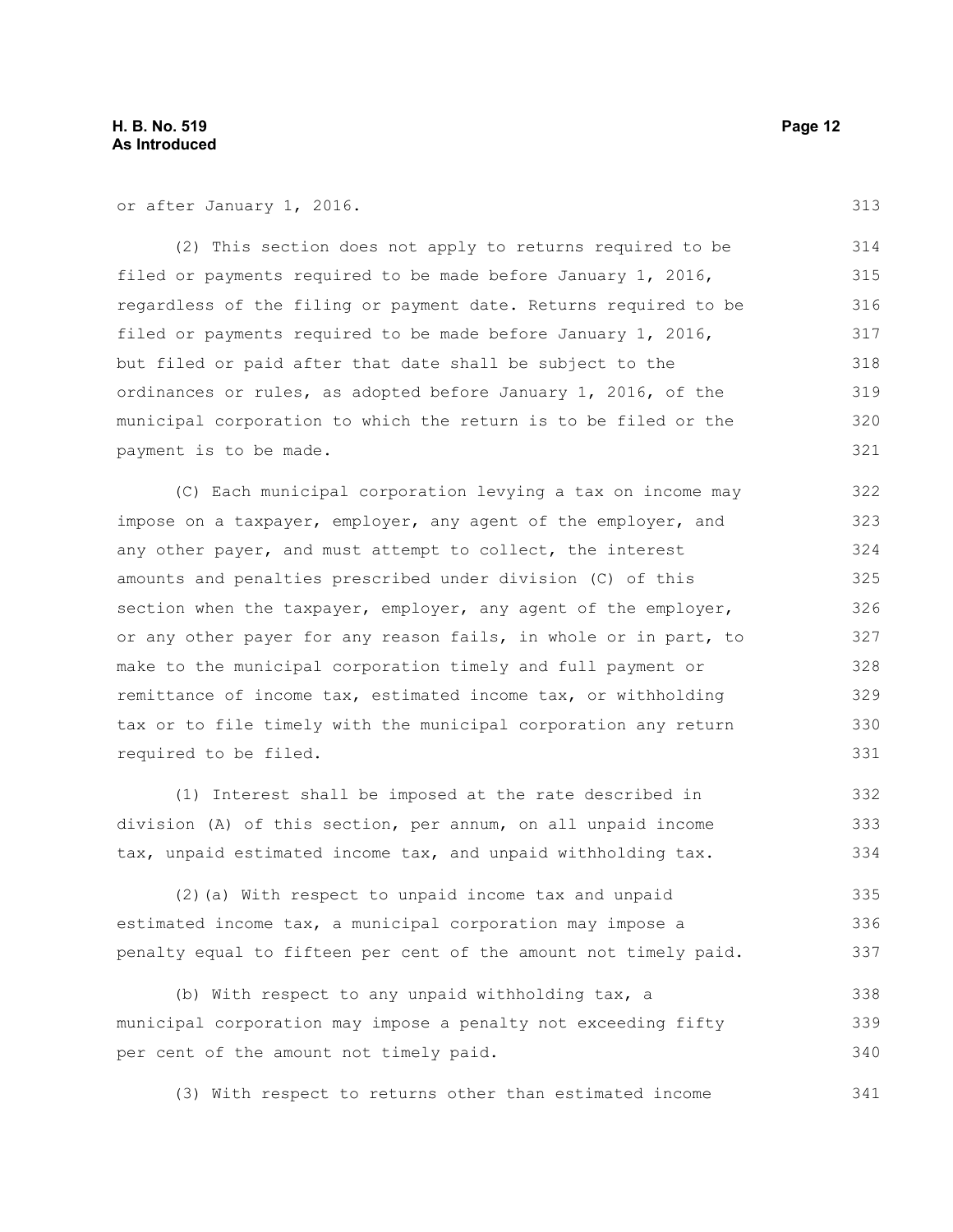or after January 1, 2016.

(2) This section does not apply to returns required to be filed or payments required to be made before January 1, 2016, regardless of the filing or payment date. Returns required to be filed or payments required to be made before January 1, 2016, but filed or paid after that date shall be subject to the ordinances or rules, as adopted before January 1, 2016, of the municipal corporation to which the return is to be filed or the payment is to be made.

(C) Each municipal corporation levying a tax on income may impose on a taxpayer, employer, any agent of the employer, and any other payer, and must attempt to collect, the interest amounts and penalties prescribed under division (C) of this section when the taxpayer, employer, any agent of the employer, or any other payer for any reason fails, in whole or in part, to make to the municipal corporation timely and full payment or remittance of income tax, estimated income tax, or withholding tax or to file timely with the municipal corporation any return required to be filed.

(1) Interest shall be imposed at the rate described in division (A) of this section, per annum, on all unpaid income tax, unpaid estimated income tax, and unpaid withholding tax.

(2)(a) With respect to unpaid income tax and unpaid estimated income tax, a municipal corporation may impose a penalty equal to fifteen per cent of the amount not timely paid.

(b) With respect to any unpaid withholding tax, a municipal corporation may impose a penalty not exceeding fifty per cent of the amount not timely paid.

(3) With respect to returns other than estimated income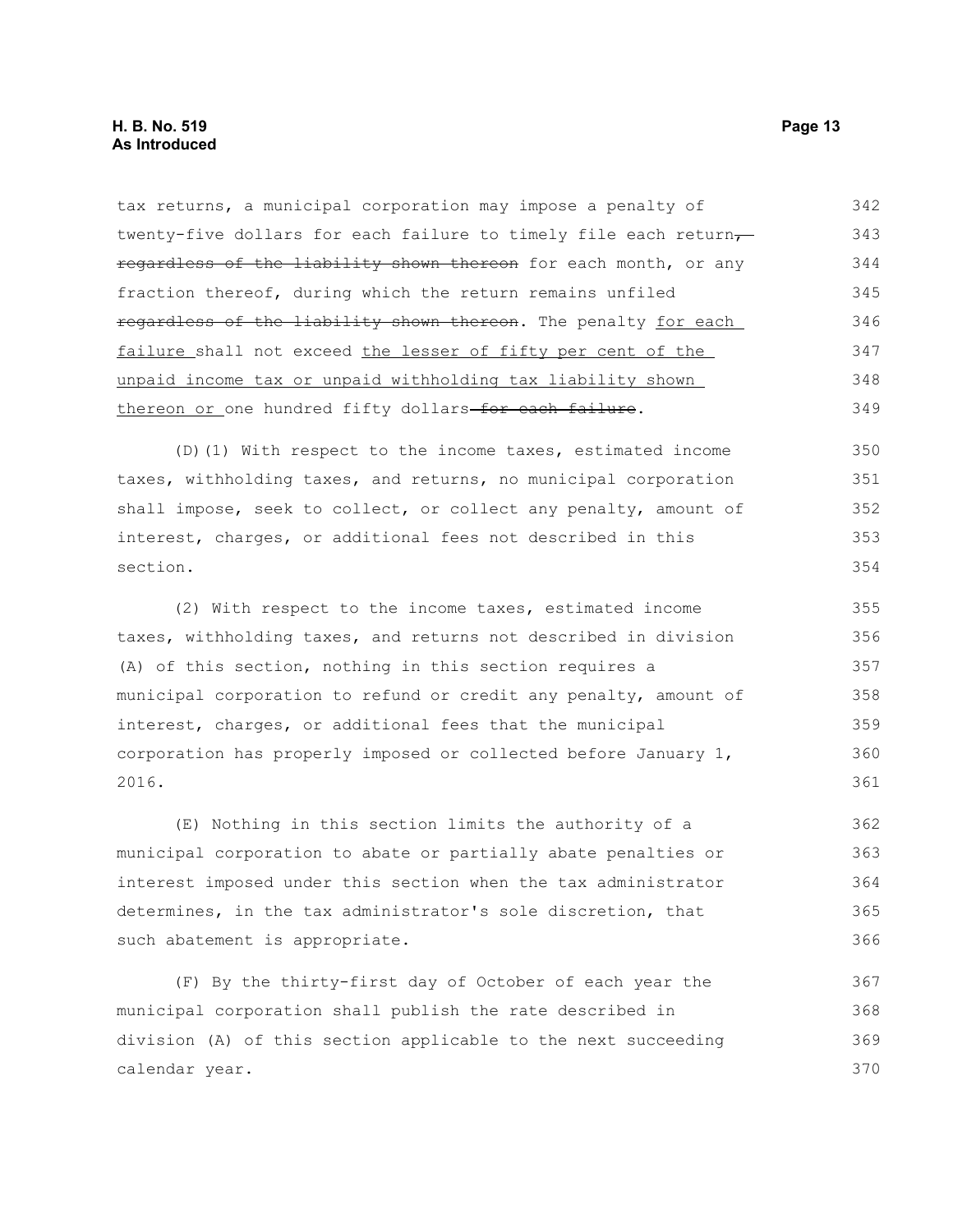tax returns, a municipal corporation may impose a penalty of twenty-five dollars for each failure to timely file each return~~, regardless of the liability shown thereon~~ for each month, or any fraction thereof, during which the return remains unfiled ~~regardless of the liability shown thereon~~. The penalty <u>for each failure</u> shall not exceed <u>the lesser of fifty per cent of the unpaid income tax or unpaid withholding tax liability shown thereon or</u> one hundred fifty dollars~~ for each failure~~.

(D)(1) With respect to the income taxes, estimated income taxes, withholding taxes, and returns, no municipal corporation shall impose, seek to collect, or collect any penalty, amount of interest, charges, or additional fees not described in this section.

(2) With respect to the income taxes, estimated income taxes, withholding taxes, and returns not described in division (A) of this section, nothing in this section requires a municipal corporation to refund or credit any penalty, amount of interest, charges, or additional fees that the municipal corporation has properly imposed or collected before January 1, 2016.

(E) Nothing in this section limits the authority of a municipal corporation to abate or partially abate penalties or interest imposed under this section when the tax administrator determines, in the tax administrator's sole discretion, that such abatement is appropriate.

(F) By the thirty-first day of October of each year the municipal corporation shall publish the rate described in division (A) of this section applicable to the next succeeding calendar year.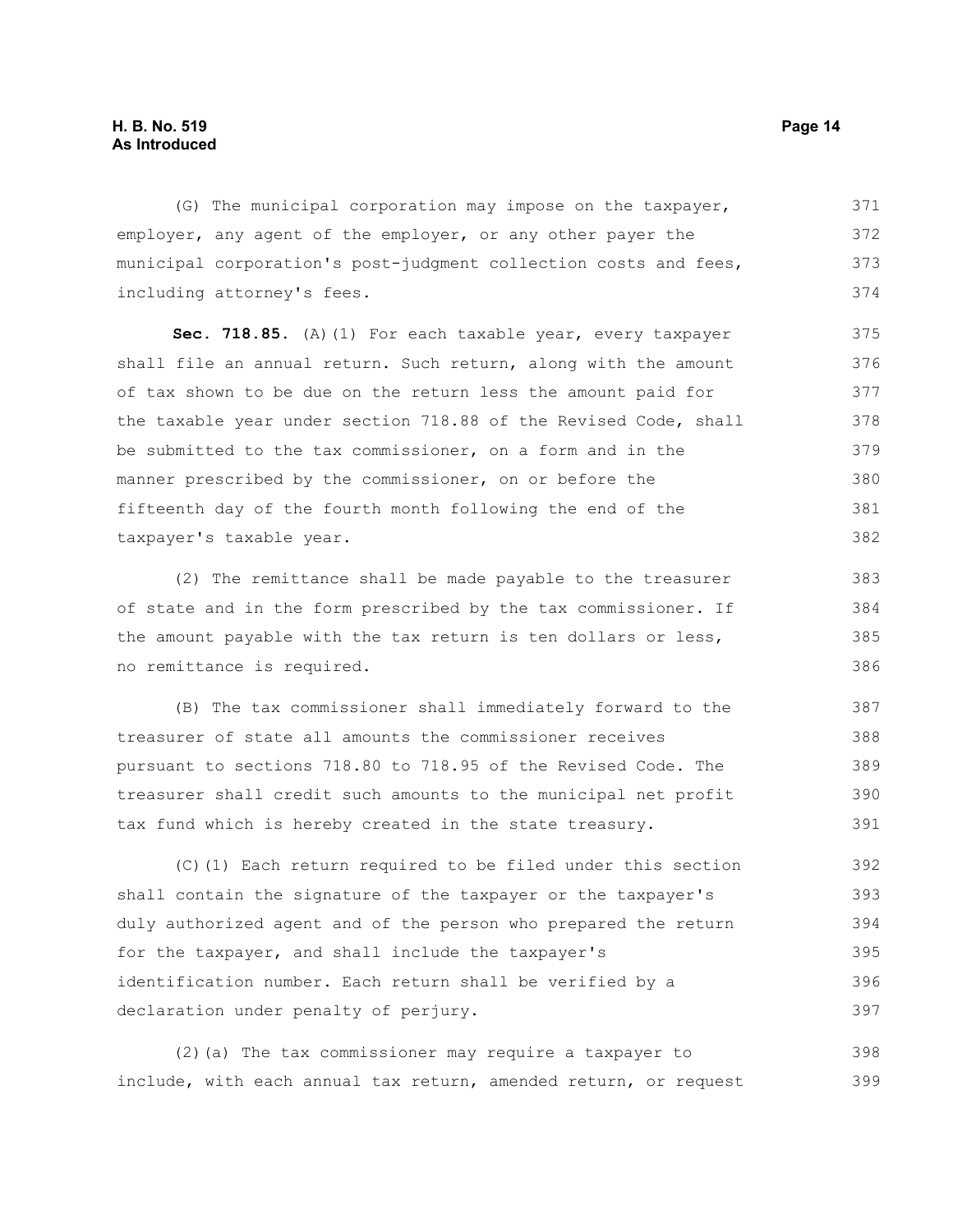(G) The municipal corporation may impose on the taxpayer, employer, any agent of the employer, or any other payer the municipal corporation's post-judgment collection costs and fees, including attorney's fees.

**Sec. 718.85.** (A)(1) For each taxable year, every taxpayer shall file an annual return. Such return, along with the amount of tax shown to be due on the return less the amount paid for the taxable year under section 718.88 of the Revised Code, shall be submitted to the tax commissioner, on a form and in the manner prescribed by the commissioner, on or before the fifteenth day of the fourth month following the end of the taxpayer's taxable year.

(2) The remittance shall be made payable to the treasurer of state and in the form prescribed by the tax commissioner. If the amount payable with the tax return is ten dollars or less, no remittance is required.

(B) The tax commissioner shall immediately forward to the treasurer of state all amounts the commissioner receives pursuant to sections 718.80 to 718.95 of the Revised Code. The treasurer shall credit such amounts to the municipal net profit tax fund which is hereby created in the state treasury.

(C)(1) Each return required to be filed under this section shall contain the signature of the taxpayer or the taxpayer's duly authorized agent and of the person who prepared the return for the taxpayer, and shall include the taxpayer's identification number. Each return shall be verified by a declaration under penalty of perjury.

(2)(a) The tax commissioner may require a taxpayer to include, with each annual tax return, amended return, or request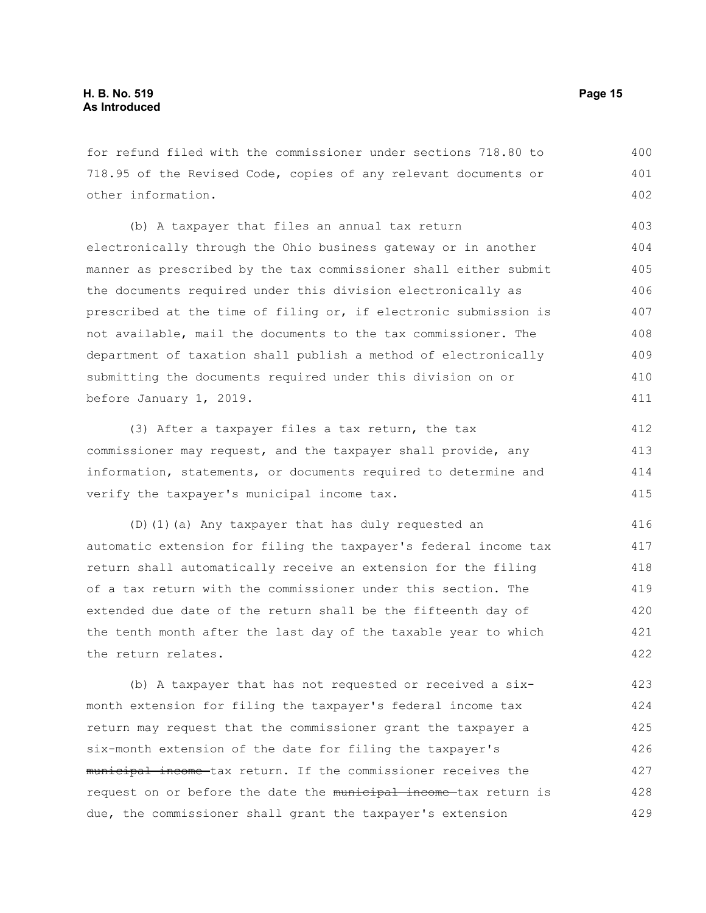for refund filed with the commissioner under sections 718.80 to 718.95 of the Revised Code, copies of any relevant documents or other information.

(b) A taxpayer that files an annual tax return electronically through the Ohio business gateway or in another manner as prescribed by the tax commissioner shall either submit the documents required under this division electronically as prescribed at the time of filing or, if electronic submission is not available, mail the documents to the tax commissioner. The department of taxation shall publish a method of electronically submitting the documents required under this division on or before January 1, 2019.

(3) After a taxpayer files a tax return, the tax commissioner may request, and the taxpayer shall provide, any information, statements, or documents required to determine and verify the taxpayer's municipal income tax.

(D)(1)(a) Any taxpayer that has duly requested an automatic extension for filing the taxpayer's federal income tax return shall automatically receive an extension for the filing of a tax return with the commissioner under this section. The extended due date of the return shall be the fifteenth day of the tenth month after the last day of the taxable year to which the return relates.

(b) A taxpayer that has not requested or received a six-month extension for filing the taxpayer's federal income tax return may request that the commissioner grant the taxpayer a six-month extension of the date for filing the taxpayer's ~~municipal income~~ tax return. If the commissioner receives the request on or before the date the ~~municipal income~~ tax return is due, the commissioner shall grant the taxpayer's extension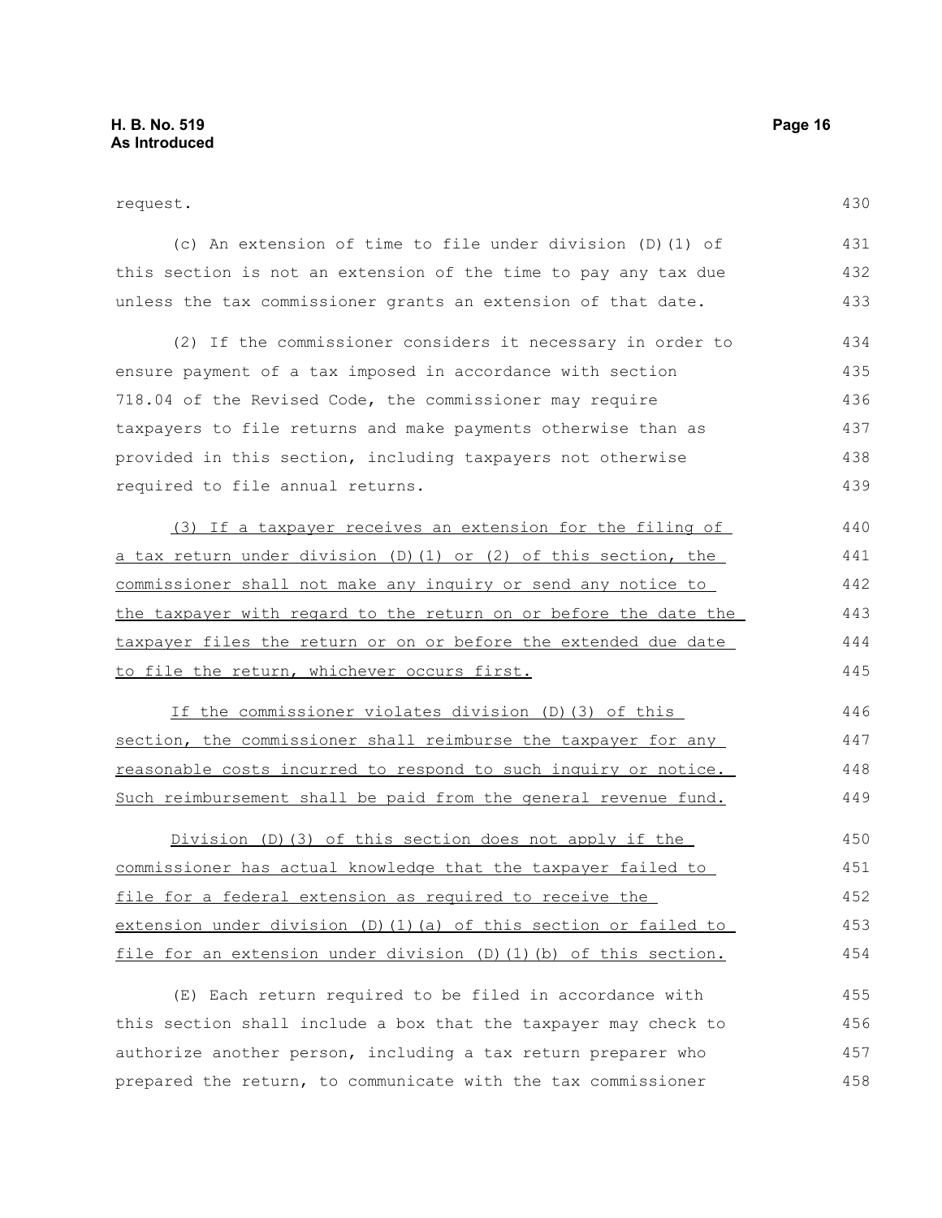request.

(c) An extension of time to file under division (D)(1) of this section is not an extension of the time to pay any tax due unless the tax commissioner grants an extension of that date.

(2) If the commissioner considers it necessary in order to ensure payment of a tax imposed in accordance with section 718.04 of the Revised Code, the commissioner may require taxpayers to file returns and make payments otherwise than as provided in this section, including taxpayers not otherwise required to file annual returns.

(3) If a taxpayer receives an extension for the filing of a tax return under division (D)(1) or (2) of this section, the commissioner shall not make any inquiry or send any notice to the taxpayer with regard to the return on or before the date the taxpayer files the return or on or before the extended due date to file the return, whichever occurs first.

If the commissioner violates division (D)(3) of this section, the commissioner shall reimburse the taxpayer for any reasonable costs incurred to respond to such inquiry or notice. Such reimbursement shall be paid from the general revenue fund.

Division (D)(3) of this section does not apply if the commissioner has actual knowledge that the taxpayer failed to file for a federal extension as required to receive the extension under division (D)(1)(a) of this section or failed to file for an extension under division (D)(1)(b) of this section.

(E) Each return required to be filed in accordance with this section shall include a box that the taxpayer may check to authorize another person, including a tax return preparer who prepared the return, to communicate with the tax commissioner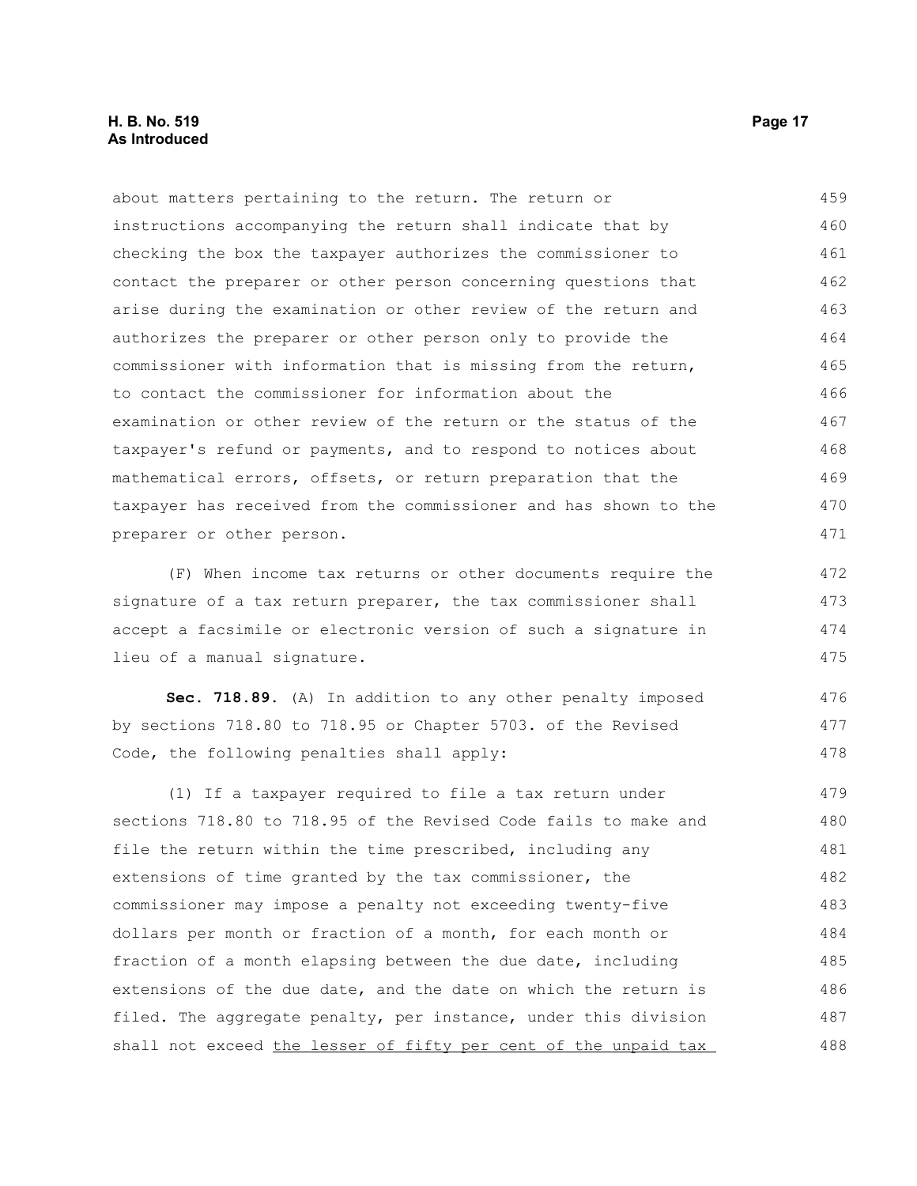about matters pertaining to the return. The return or instructions accompanying the return shall indicate that by checking the box the taxpayer authorizes the commissioner to contact the preparer or other person concerning questions that arise during the examination or other review of the return and authorizes the preparer or other person only to provide the commissioner with information that is missing from the return, to contact the commissioner for information about the examination or other review of the return or the status of the taxpayer's refund or payments, and to respond to notices about mathematical errors, offsets, or return preparation that the taxpayer has received from the commissioner and has shown to the preparer or other person.

(F) When income tax returns or other documents require the signature of a tax return preparer, the tax commissioner shall accept a facsimile or electronic version of such a signature in lieu of a manual signature.

**Sec. 718.89.** (A) In addition to any other penalty imposed by sections 718.80 to 718.95 or Chapter 5703. of the Revised Code, the following penalties shall apply:

(1) If a taxpayer required to file a tax return under sections 718.80 to 718.95 of the Revised Code fails to make and file the return within the time prescribed, including any extensions of time granted by the tax commissioner, the commissioner may impose a penalty not exceeding twenty-five dollars per month or fraction of a month, for each month or fraction of a month elapsing between the due date, including extensions of the due date, and the date on which the return is filed. The aggregate penalty, per instance, under this division shall not exceed <u>the lesser of fifty per cent of the unpaid tax</u>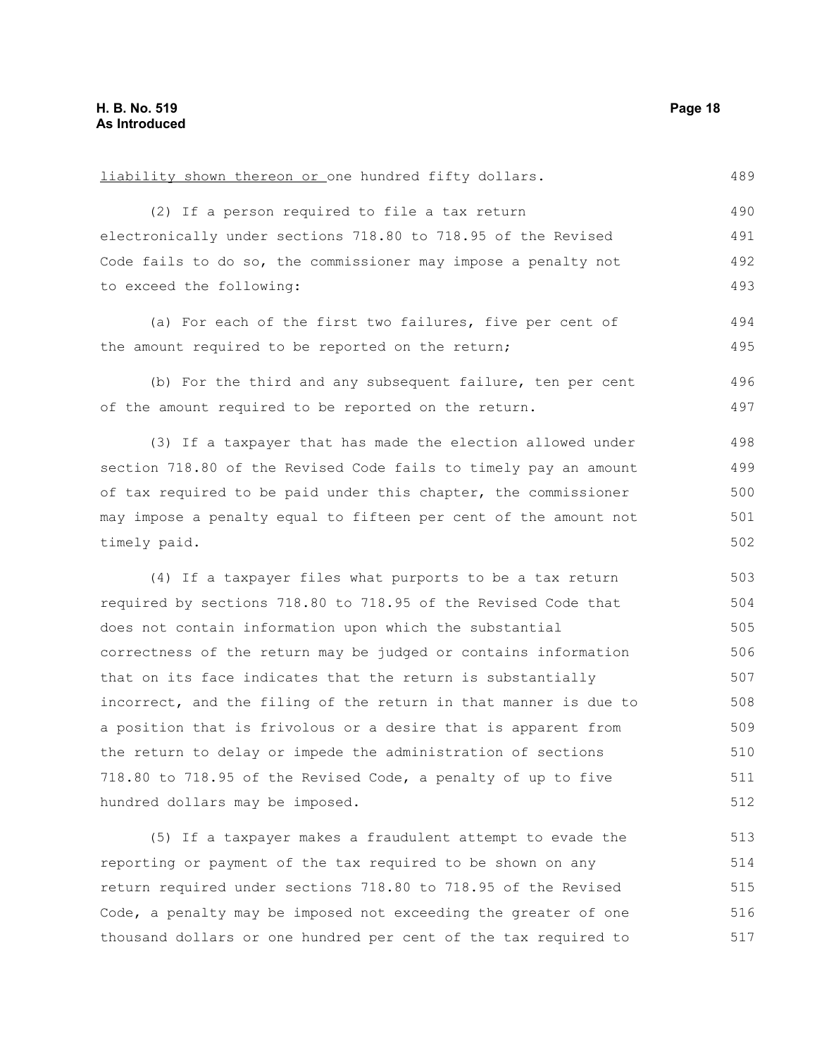liability shown thereon or one hundred fifty dollars.

(2) If a person required to file a tax return electronically under sections 718.80 to 718.95 of the Revised Code fails to do so, the commissioner may impose a penalty not to exceed the following:

(a) For each of the first two failures, five per cent of the amount required to be reported on the return;

(b) For the third and any subsequent failure, ten per cent of the amount required to be reported on the return.

(3) If a taxpayer that has made the election allowed under section 718.80 of the Revised Code fails to timely pay an amount of tax required to be paid under this chapter, the commissioner may impose a penalty equal to fifteen per cent of the amount not timely paid.

(4) If a taxpayer files what purports to be a tax return required by sections 718.80 to 718.95 of the Revised Code that does not contain information upon which the substantial correctness of the return may be judged or contains information that on its face indicates that the return is substantially incorrect, and the filing of the return in that manner is due to a position that is frivolous or a desire that is apparent from the return to delay or impede the administration of sections 718.80 to 718.95 of the Revised Code, a penalty of up to five hundred dollars may be imposed.

(5) If a taxpayer makes a fraudulent attempt to evade the reporting or payment of the tax required to be shown on any return required under sections 718.80 to 718.95 of the Revised Code, a penalty may be imposed not exceeding the greater of one thousand dollars or one hundred per cent of the tax required to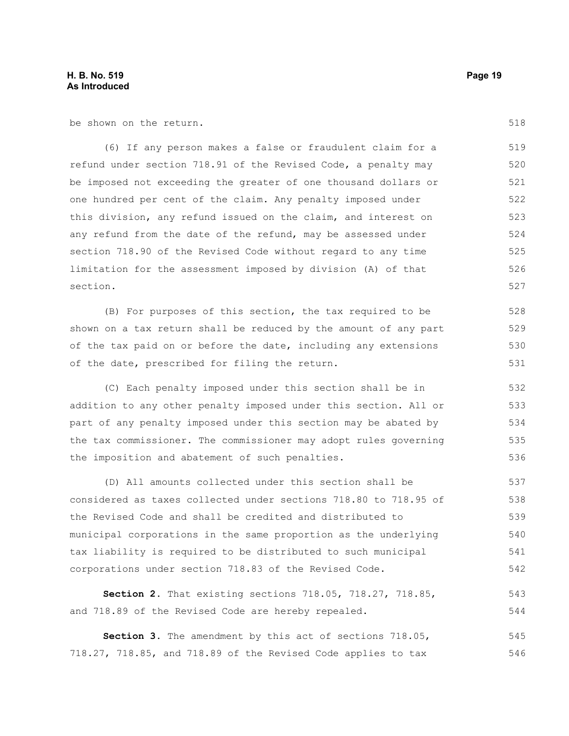be shown on the return.

(6) If any person makes a false or fraudulent claim for a refund under section 718.91 of the Revised Code, a penalty may be imposed not exceeding the greater of one thousand dollars or one hundred per cent of the claim. Any penalty imposed under this division, any refund issued on the claim, and interest on any refund from the date of the refund, may be assessed under section 718.90 of the Revised Code without regard to any time limitation for the assessment imposed by division (A) of that section.

(B) For purposes of this section, the tax required to be shown on a tax return shall be reduced by the amount of any part of the tax paid on or before the date, including any extensions of the date, prescribed for filing the return.

(C) Each penalty imposed under this section shall be in addition to any other penalty imposed under this section. All or part of any penalty imposed under this section may be abated by the tax commissioner. The commissioner may adopt rules governing the imposition and abatement of such penalties.

(D) All amounts collected under this section shall be considered as taxes collected under sections 718.80 to 718.95 of the Revised Code and shall be credited and distributed to municipal corporations in the same proportion as the underlying tax liability is required to be distributed to such municipal corporations under section 718.83 of the Revised Code.

**Section 2.** That existing sections 718.05, 718.27, 718.85, and 718.89 of the Revised Code are hereby repealed.

**Section 3.** The amendment by this act of sections 718.05, 718.27, 718.85, and 718.89 of the Revised Code applies to tax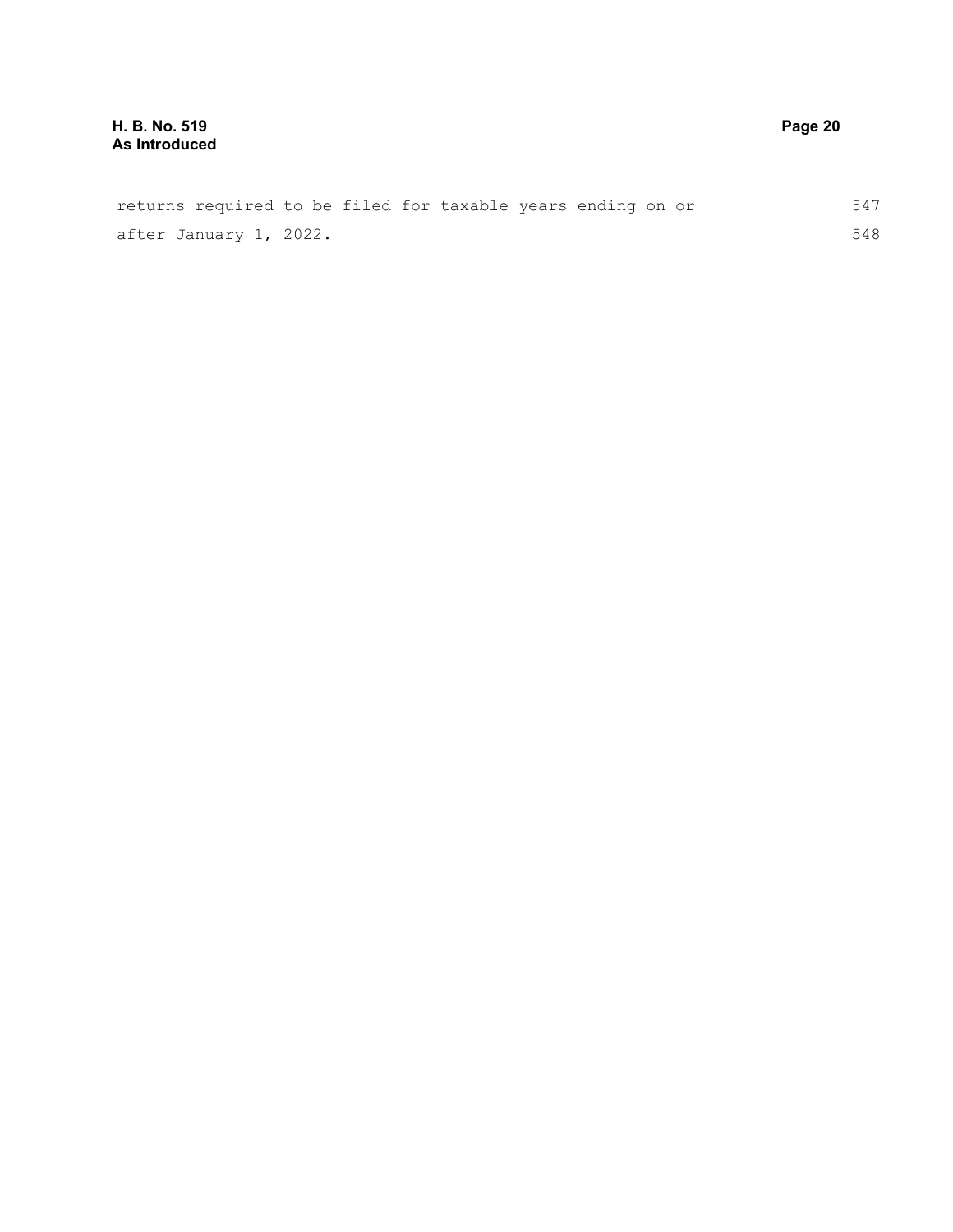returns required to be filed for taxable years ending on or after January 1, 2022.